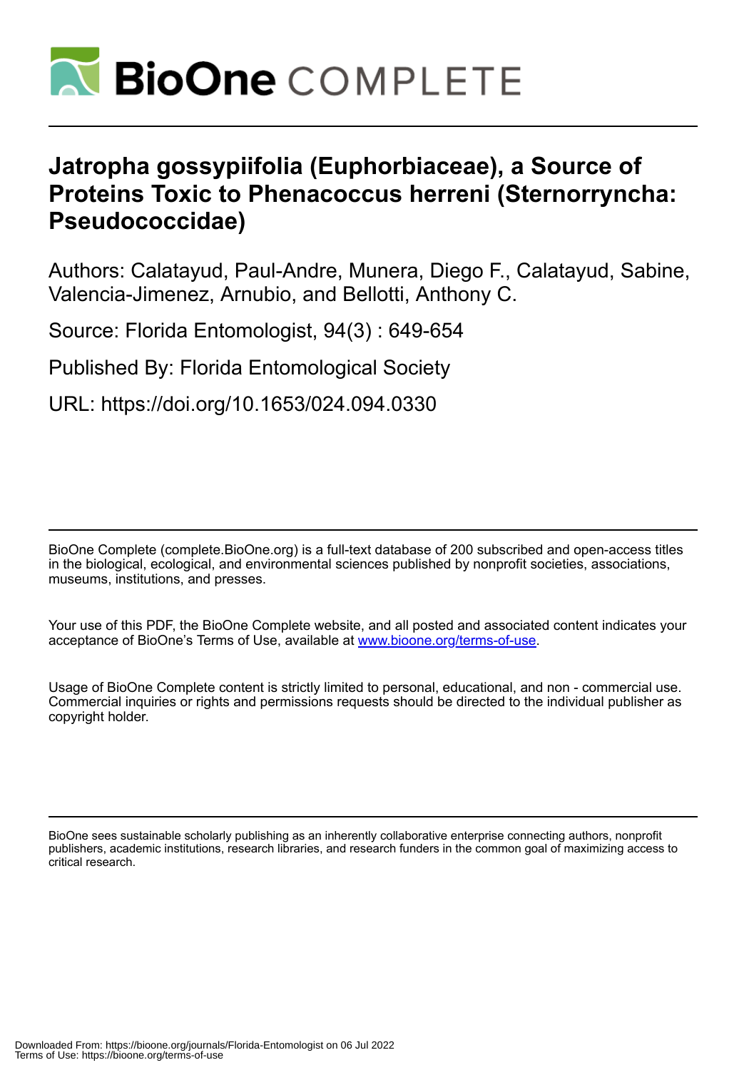# Jatropha gossypiifolia (Euphorbiaceae), a Source of Proteins Toxic to Phenacoccus herreni (Sternorryncha: Pseudococcidae)

Authors: Calatayud, Paul-Andre, Munera, Diego F., Calatayud, Sabine, Valencia-Jimenez, Arnubio, and Bellotti, Anthony C.

Source: Florida Entomologist, 94(3) : 649-654

Published By: Florida Entomological Society

URL: https://doi.org/10.1653/024.094.0330

---

BioOne Complete (complete.BioOne.org) is a full-text database of 200 subscribed and open-access titles in the biological, ecological, and environmental sciences published by nonprofit societies, associations, museums, institutions, and presses.

Your use of this PDF, the BioOne Complete website, and all posted and associated content indicates your acceptance of BioOne's Terms of Use, available at www.bioone.org/terms-of-use.

Usage of BioOne Complete content is strictly limited to personal, educational, and non - commercial use. Commercial inquiries or rights and permissions requests should be directed to the individual publisher as copyright holder.

---

BioOne sees sustainable scholarly publishing as an inherently collaborative enterprise connecting authors, nonprofit publishers, academic institutions, research libraries, and research funders in the common goal of maximizing access to critical research.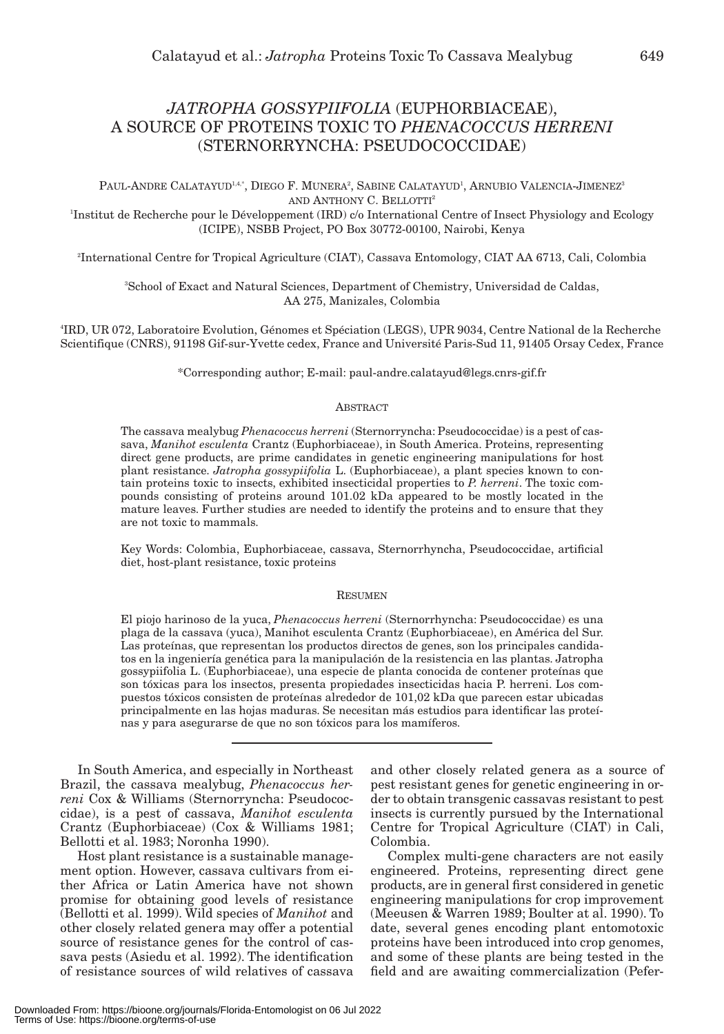# *JATROPHA GOSSYPIIFOLIA* (EUPHORBIACEAE), A SOURCE OF PROTEINS TOXIC TO *PHENACOCCUS HERRENI* (STERNORRYNCHA: PSEUDOCOCCIDAE)

PAUL-ANDRE CALATAYUD[1,4,*], DIEGO F. MUNERA[2], SABINE CALATAYUD[1], ARNUBIO VALENCIA-JIMENEZ[3] AND ANTHONY C. BELLOTTI[2]

[1]Institut de Recherche pour le Développement (IRD) c/o International Centre of Insect Physiology and Ecology (ICIPE), NSBB Project, PO Box 30772-00100, Nairobi, Kenya

[2]International Centre for Tropical Agriculture (CIAT), Cassava Entomology, CIAT AA 6713, Cali, Colombia

[3]School of Exact and Natural Sciences, Department of Chemistry, Universidad de Caldas, AA 275, Manizales, Colombia

[4]IRD, UR 072, Laboratoire Evolution, Génomes et Spéciation (LEGS), UPR 9034, Centre National de la Recherche Scientifique (CNRS), 91198 Gif-sur-Yvette cedex, France and Université Paris-Sud 11, 91405 Orsay Cedex, France

*Corresponding author; E-mail: paul-andre.calatayud@legs.cnrs-gif.fr

## ABSTRACT

The cassava mealybug *Phenacoccus herreni* (Sternorryncha: Pseudococcidae) is a pest of cassava, *Manihot esculenta* Crantz (Euphorbiaceae), in South America. Proteins, representing direct gene products, are prime candidates in genetic engineering manipulations for host plant resistance. *Jatropha gossypiifolia* L. (Euphorbiaceae), a plant species known to contain proteins toxic to insects, exhibited insecticidal properties to *P. herreni*. The toxic compounds consisting of proteins around 101.02 kDa appeared to be mostly located in the mature leaves. Further studies are needed to identify the proteins and to ensure that they are not toxic to mammals.

Key Words: Colombia, Euphorbiaceae, cassava, Sternorrhyncha, Pseudococcidae, artificial diet, host-plant resistance, toxic proteins

## RESUMEN

El piojo harinoso de la yuca, *Phenacoccus herreni* (Sternorrhyncha: Pseudococcidae) es una plaga de la cassava (yuca), Manihot esculenta Crantz (Euphorbiaceae), en América del Sur. Las proteínas, que representan los productos directos de genes, son los principales candidatos en la ingeniería genética para la manipulación de la resistencia en las plantas. Jatropha gossypiifolia L. (Euphorbiaceae), una especie de planta conocida de contener proteínas que son tóxicas para los insectos, presenta propiedades insecticidas hacia P. herreni. Los compuestos tóxicos consisten de proteínas alrededor de 101,02 kDa que parecen estar ubicadas principalmente en las hojas maduras. Se necesitan más estudios para identificar las proteínas y para asegurarse de que no son tóxicos para los mamíferos.

---

In South America, and especially in Northeast Brazil, the cassava mealybug, *Phenacoccus herreni* Cox & Williams (Sternorryncha: Pseudococcidae), is a pest of cassava, *Manihot esculenta* Crantz (Euphorbiaceae) (Cox & Williams 1981; Bellotti et al. 1983; Noronha 1990).

Host plant resistance is a sustainable management option. However, cassava cultivars from either Africa or Latin America have not shown promise for obtaining good levels of resistance (Bellotti et al. 1999). Wild species of *Manihot* and other closely related genera may offer a potential source of resistance genes for the control of cassava pests (Asiedu et al. 1992). The identification of resistance sources of wild relatives of cassava and other closely related genera as a source of pest resistant genes for genetic engineering in order to obtain transgenic cassavas resistant to pest insects is currently pursued by the International Centre for Tropical Agriculture (CIAT) in Cali, Colombia.

Complex multi-gene characters are not easily engineered. Proteins, representing direct gene products, are in general first considered in genetic engineering manipulations for crop improvement (Meeusen & Warren 1989; Boulter at al. 1990). To date, several genes encoding plant entomotoxic proteins have been introduced into crop genomes, and some of these plants are being tested in the field and are awaiting commercialization (Pefer-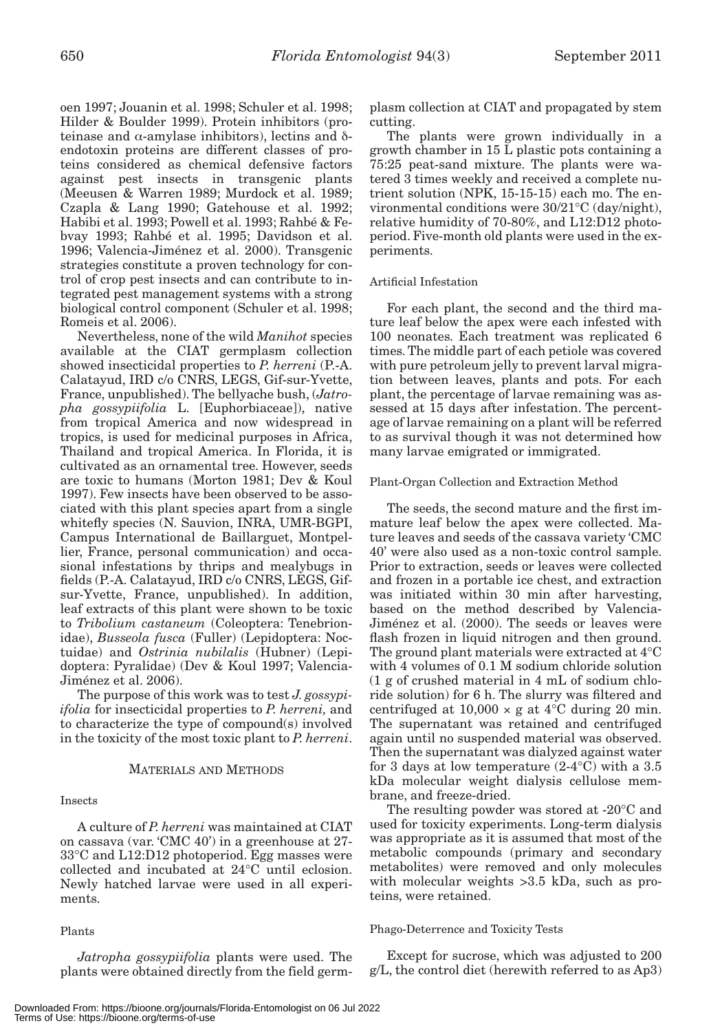oen 1997; Jouanin et al. 1998; Schuler et al. 1998; Hilder & Boulder 1999). Protein inhibitors (proteinase and α-amylase inhibitors), lectins and δ-endotoxin proteins are different classes of proteins considered as chemical defensive factors against pest insects in transgenic plants (Meeusen & Warren 1989; Murdock et al. 1989; Czapla & Lang 1990; Gatehouse et al. 1992; Habibi et al. 1993; Powell et al. 1993; Rahbé & Febvay 1993; Rahbé et al. 1995; Davidson et al. 1996; Valencia-Jiménez et al. 2000). Transgenic strategies constitute a proven technology for control of crop pest insects and can contribute to integrated pest management systems with a strong biological control component (Schuler et al. 1998; Romeis et al. 2006).

Nevertheless, none of the wild *Manihot* species available at the CIAT germplasm collection showed insecticidal properties to *P. herreni* (P.-A. Calatayud, IRD c/o CNRS, LEGS, Gif-sur-Yvette, France, unpublished). The bellyache bush, (*Jatropha gossypiifolia* L. [Euphorbiaceae]), native from tropical America and now widespread in tropics, is used for medicinal purposes in Africa, Thailand and tropical America. In Florida, it is cultivated as an ornamental tree. However, seeds are toxic to humans (Morton 1981; Dev & Koul 1997). Few insects have been observed to be associated with this plant species apart from a single whitefly species (N. Sauvion, INRA, UMR-BGPI, Campus International de Baillarguet, Montpellier, France, personal communication) and occasional infestations by thrips and mealybugs in fields (P.-A. Calatayud, IRD c/o CNRS, LEGS, Gif-sur-Yvette, France, unpublished). In addition, leaf extracts of this plant were shown to be toxic to *Tribolium castaneum* (Coleoptera: Tenebrionidae), *Busseola fusca* (Fuller) (Lepidoptera: Noctuidae) and *Ostrinia nubilalis* (Hubner) (Lepidoptera: Pyralidae) (Dev & Koul 1997; Valencia-Jiménez et al. 2006).

The purpose of this work was to test *J. gossypiifolia* for insecticidal properties to *P. herreni*, and to characterize the type of compound(s) involved in the toxicity of the most toxic plant to *P. herreni*.

## MATERIALS AND METHODS

### Insects

A culture of *P. herreni* was maintained at CIAT on cassava (var. 'CMC 40') in a greenhouse at 27-33°C and L12:D12 photoperiod. Egg masses were collected and incubated at 24°C until eclosion. Newly hatched larvae were used in all experiments.

### Plants

*Jatropha gossypiifolia* plants were used. The plants were obtained directly from the field germplasm collection at CIAT and propagated by stem cutting.

The plants were grown individually in a growth chamber in 15 L plastic pots containing a 75:25 peat-sand mixture. The plants were watered 3 times weekly and received a complete nutrient solution (NPK, 15-15-15) each mo. The environmental conditions were 30/21°C (day/night), relative humidity of 70-80%, and L12:D12 photoperiod. Five-month old plants were used in the experiments.

### Artificial Infestation

For each plant, the second and the third mature leaf below the apex were each infested with 100 neonates. Each treatment was replicated 6 times. The middle part of each petiole was covered with pure petroleum jelly to prevent larval migration between leaves, plants and pots. For each plant, the percentage of larvae remaining was assessed at 15 days after infestation. The percentage of larvae remaining on a plant will be referred to as survival though it was not determined how many larvae emigrated or immigrated.

### Plant-Organ Collection and Extraction Method

The seeds, the second mature and the first immature leaf below the apex were collected. Mature leaves and seeds of the cassava variety 'CMC 40' were also used as a non-toxic control sample. Prior to extraction, seeds or leaves were collected and frozen in a portable ice chest, and extraction was initiated within 30 min after harvesting, based on the method described by Valencia-Jiménez et al. (2000). The seeds or leaves were flash frozen in liquid nitrogen and then ground. The ground plant materials were extracted at 4°C with 4 volumes of 0.1 M sodium chloride solution (1 g of crushed material in 4 mL of sodium chloride solution) for 6 h. The slurry was filtered and centrifuged at 10,000 × g at 4°C during 20 min. The supernatant was retained and centrifuged again until no suspended material was observed. Then the supernatant was dialyzed against water for 3 days at low temperature (2-4°C) with a 3.5 kDa molecular weight dialysis cellulose membrane, and freeze-dried.

The resulting powder was stored at -20°C and used for toxicity experiments. Long-term dialysis was appropriate as it is assumed that most of the metabolic compounds (primary and secondary metabolites) were removed and only molecules with molecular weights >3.5 kDa, such as proteins, were retained.

### Phago-Deterrence and Toxicity Tests

Except for sucrose, which was adjusted to 200 g/L, the control diet (herewith referred to as Ap3)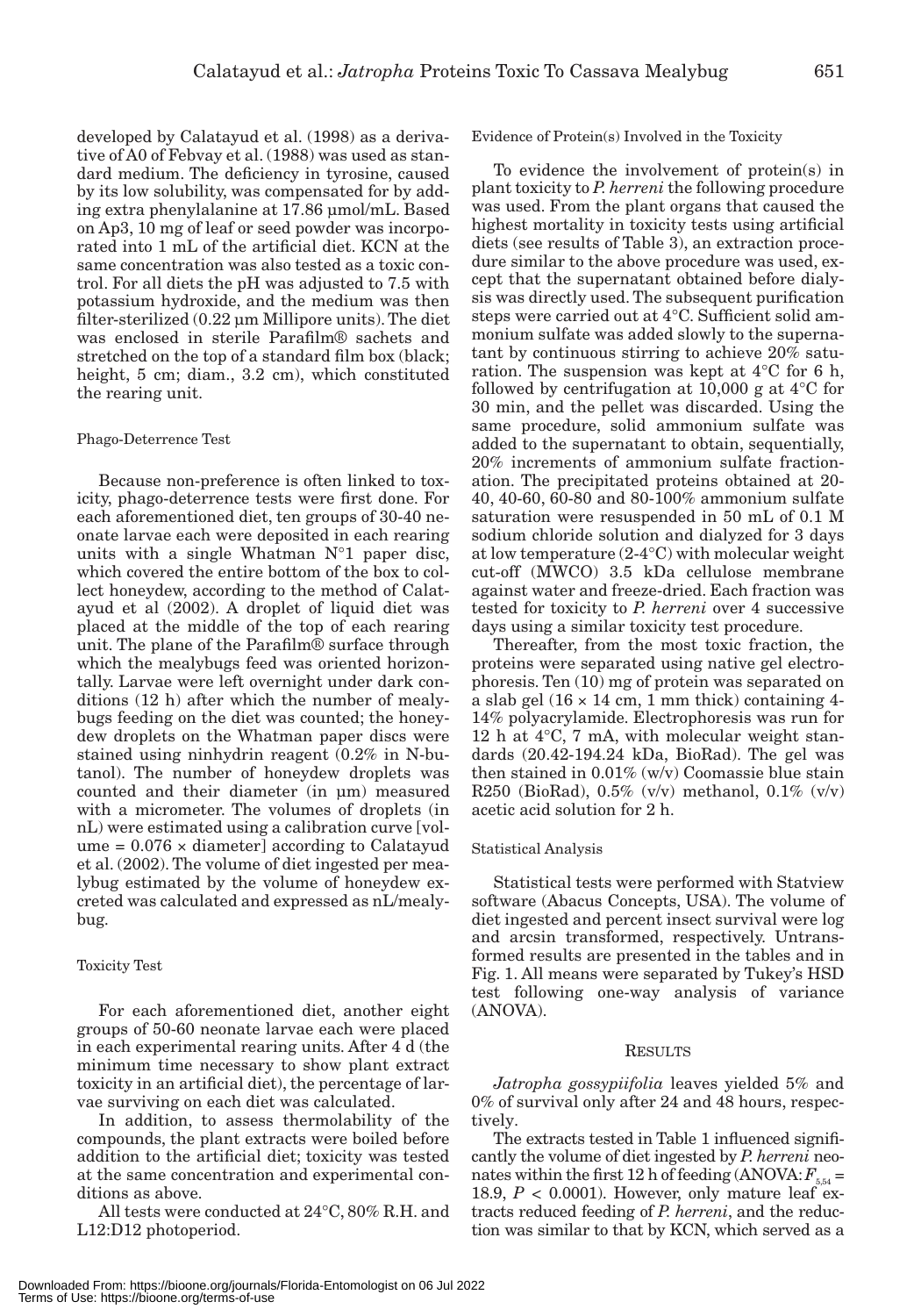developed by Calatayud et al. (1998) as a derivative of A0 of Febvay et al. (1988) was used as standard medium. The deficiency in tyrosine, caused by its low solubility, was compensated for by adding extra phenylalanine at 17.86 µmol/mL. Based on Ap3, 10 mg of leaf or seed powder was incorporated into 1 mL of the artificial diet. KCN at the same concentration was also tested as a toxic control. For all diets the pH was adjusted to 7.5 with potassium hydroxide, and the medium was then filter-sterilized (0.22 µm Millipore units). The diet was enclosed in sterile Parafilm® sachets and stretched on the top of a standard film box (black; height, 5 cm; diam., 3.2 cm), which constituted the rearing unit.

### Phago-Deterrence Test

Because non-preference is often linked to toxicity, phago-deterrence tests were first done. For each aforementioned diet, ten groups of 30-40 neonate larvae each were deposited in each rearing units with a single Whatman N°1 paper disc, which covered the entire bottom of the box to collect honeydew, according to the method of Calatayud et al (2002). A droplet of liquid diet was placed at the middle of the top of each rearing unit. The plane of the Parafilm® surface through which the mealybugs feed was oriented horizontally. Larvae were left overnight under dark conditions (12 h) after which the number of mealybugs feeding on the diet was counted; the honeydew droplets on the Whatman paper discs were stained using ninhydrin reagent (0.2% in N-butanol). The number of honeydew droplets was counted and their diameter (in µm) measured with a micrometer. The volumes of droplets (in nL) were estimated using a calibration curve [volume = 0.076 × diameter] according to Calatayud et al. (2002). The volume of diet ingested per mealybug estimated by the volume of honeydew excreted was calculated and expressed as nL/mealybug.

### Toxicity Test

For each aforementioned diet, another eight groups of 50-60 neonate larvae each were placed in each experimental rearing units. After 4 d (the minimum time necessary to show plant extract toxicity in an artificial diet), the percentage of larvae surviving on each diet was calculated.

In addition, to assess thermolability of the compounds, the plant extracts were boiled before addition to the artificial diet; toxicity was tested at the same concentration and experimental conditions as above.

All tests were conducted at 24°C, 80% R.H. and L12:D12 photoperiod.

### Evidence of Protein(s) Involved in the Toxicity

To evidence the involvement of protein(s) in plant toxicity to *P. herreni* the following procedure was used. From the plant organs that caused the highest mortality in toxicity tests using artificial diets (see results of Table 3), an extraction procedure similar to the above procedure was used, except that the supernatant obtained before dialysis was directly used. The subsequent purification steps were carried out at 4°C. Sufficient solid ammonium sulfate was added slowly to the supernatant by continuous stirring to achieve 20% saturation. The suspension was kept at 4°C for 6 h, followed by centrifugation at 10,000 g at 4°C for 30 min, and the pellet was discarded. Using the same procedure, solid ammonium sulfate was added to the supernatant to obtain, sequentially, 20% increments of ammonium sulfate fractionation. The precipitated proteins obtained at 20-40, 40-60, 60-80 and 80-100% ammonium sulfate saturation were resuspended in 50 mL of 0.1 M sodium chloride solution and dialyzed for 3 days at low temperature (2-4°C) with molecular weight cut-off (MWCO) 3.5 kDa cellulose membrane against water and freeze-dried. Each fraction was tested for toxicity to *P. herreni* over 4 successive days using a similar toxicity test procedure.

Thereafter, from the most toxic fraction, the proteins were separated using native gel electrophoresis. Ten (10) mg of protein was separated on a slab gel (16 × 14 cm, 1 mm thick) containing 4-14% polyacrylamide. Electrophoresis was run for 12 h at 4°C, 7 mA, with molecular weight standards (20.42-194.24 kDa, BioRad). The gel was then stained in 0.01% (w/v) Coomassie blue stain R250 (BioRad), 0.5% (v/v) methanol, 0.1% (v/v) acetic acid solution for 2 h.

### Statistical Analysis

Statistical tests were performed with Statview software (Abacus Concepts, USA). The volume of diet ingested and percent insect survival were log and arcsin transformed, respectively. Untransformed results are presented in the tables and in Fig. 1. All means were separated by Tukey's HSD test following one-way analysis of variance (ANOVA).

## Results

*Jatropha gossypiifolia* leaves yielded 5% and 0% of survival only after 24 and 48 hours, respectively.

The extracts tested in Table 1 influenced significantly the volume of diet ingested by *P. herreni* neonates within the first 12 h of feeding (ANOVA: $F_{5,54}$ = 18.9, $P$ < 0.0001). However, only mature leaf extracts reduced feeding of *P. herreni*, and the reduction was similar to that by KCN, which served as a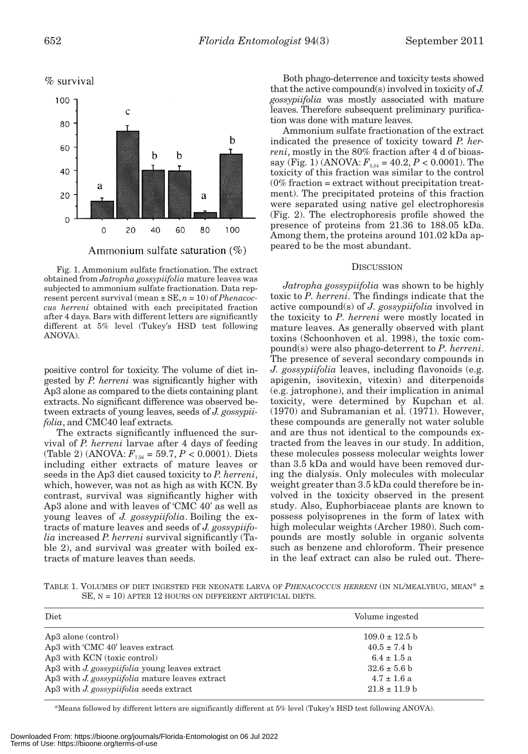% survival

100
80
60
40
20
0

c
b
b
b
a
a

0 20 40 60 80 100

Ammonium sulfate saturation (%)

Fig. 1. Ammonium sulfate fractionation. The extract obtained from *Jatropha gossypiifolia* mature leaves was subjected to ammonium sulfate fractionation. Data represent percent survival (mean ± SE, $n = 10$) of *Phenacoccus herreni* obtained with each precipitated fraction after 4 days. Bars with different letters are significantly different at 5% level (Tukey's HSD test following ANOVA).

positive control for toxicity. The volume of diet ingested by *P. herreni* was significantly higher with Ap3 alone as compared to the diets containing plant extracts. No significant difference was observed between extracts of young leaves, seeds of *J. gossypiifolia*, and CMC40 leaf extracts.

The extracts significantly influenced the survival of *P. herreni* larvae after 4 days of feeding (Table 2) (ANOVA: $F_{7,56} = 59.7$, $P < 0.0001$). Diets including either extracts of mature leaves or seeds in the Ap3 diet caused toxicity to *P. herreni*, which, however, was not as high as with KCN. By contrast, survival was significantly higher with Ap3 alone and with leaves of 'CMC 40' as well as young leaves of *J. gossypiifolia*. Boiling the extracts of mature leaves and seeds of *J. gossypiifolia* increased *P. herreni* survival significantly (Table 2), and survival was greater with boiled extracts of mature leaves than seeds.

Both phago-deterrence and toxicity tests showed that the active compound(s) involved in toxicity of *J. gossypiifolia* was mostly associated with mature leaves. Therefore subsequent preliminary purification was done with mature leaves.

Ammonium sulfate fractionation of the extract indicated the presence of toxicity toward *P. herreni*, mostly in the 80% fraction after 4 d of bioassay (Fig. 1) (ANOVA: $F_{5,54} = 40.2$, $P < 0.0001$). The toxicity of this fraction was similar to the control (0% fraction = extract without precipitation treatment). The precipitated proteins of this fraction were separated using native gel electrophoresis (Fig. 2). The electrophoresis profile showed the presence of proteins from 21.36 to 188.05 kDa. Among them, the proteins around 101.02 kDa appeared to be the most abundant.

## Discussion

*Jatropha gossypiifolia* was shown to be highly toxic to *P. herreni*. The findings indicate that the active compound(s) of *J. gossypiifolia* involved in the toxicity to *P. herreni* were mostly located in mature leaves. As generally observed with plant toxins (Schoonhoven et al. 1998), the toxic compound(s) were also phago-deterrent to *P. herreni*. The presence of several secondary compounds in *J. gossypiifolia* leaves, including flavonoids (e.g. apigenin, isovitexin, vitexin) and diterpenoids (e.g. jatrophone), and their implication in animal toxicity, were determined by Kupchan et al. (1970) and Subramanian et al. (1971). However, these compounds are generally not water soluble and are thus not identical to the compounds extracted from the leaves in our study. In addition, these molecules possess molecular weights lower than 3.5 kDa and would have been removed during the dialysis. Only molecules with molecular weight greater than 3.5 kDa could therefore be involved in the toxicity observed in the present study. Also, Euphorbiaceae plants are known to possess polyisoprenes in the form of latex with high molecular weights (Archer 1980). Such compounds are mostly soluble in organic solvents such as benzene and chloroform. Their presence in the leaf extract can also be ruled out. There-

Table 1. Volumes of diet ingested per neonate larva of *Phenacoccus herreni* (in nl/mealybug, mean* ± SE, n = 10) after 12 hours on different artificial diets.

| Diet | Volume ingested |
|---|---|
| Ap3 alone (control) | 109.0 ± 12.5 b |
| Ap3 with 'CMC 40' leaves extract | 40.5 ± 7.4 b |
| Ap3 with KCN (toxic control) | 6.4 ± 1.5 a |
| Ap3 with *J. gossypiifolia* young leaves extract | 32.6 ± 5.6 b |
| Ap3 with *J. gossypiifolia* mature leaves extract | 4.7 ± 1.6 a |
| Ap3 with *J. gossypiifolia* seeds extract | 21.8 ± 11.9 b |

*Means followed by different letters are significantly different at 5% level (Tukey's HSD test following ANOVA).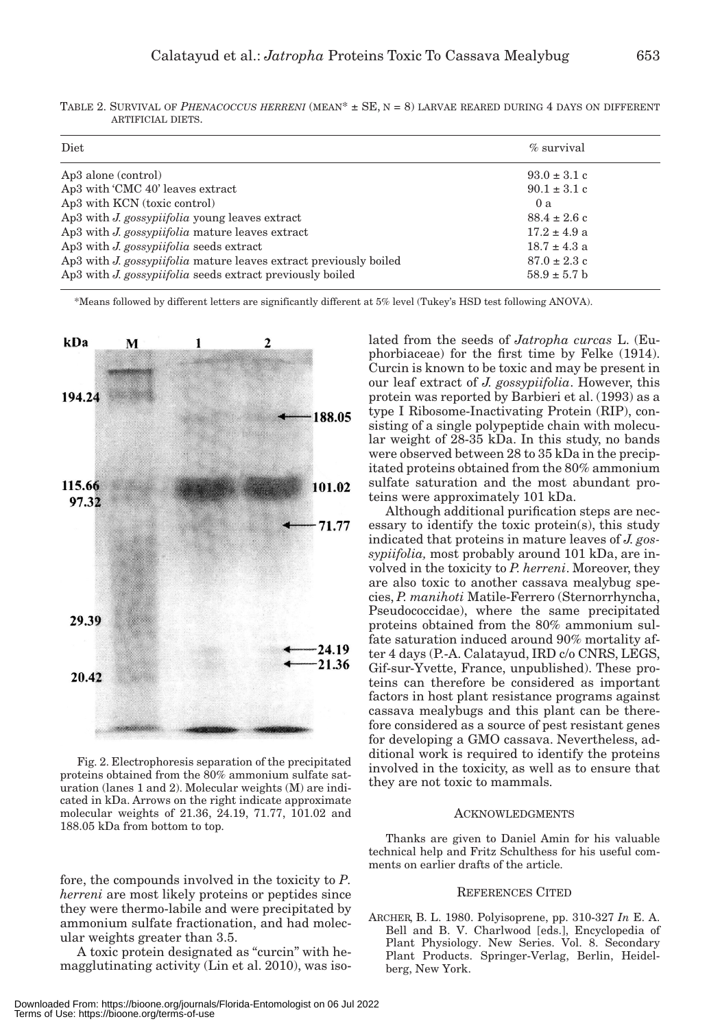TABLE 2. SURVIVAL OF *PHENACOCCUS HERRENI* (MEAN* ± SE, N = 8) LARVAE REARED DURING 4 DAYS ON DIFFERENT ARTIFICIAL DIETS.

| Diet | % survival |
|---|---|
| Ap3 alone (control) | 93.0 ± 3.1 c |
| Ap3 with 'CMC 40' leaves extract | 90.1 ± 3.1 c |
| Ap3 with KCN (toxic control) | 0 a |
| Ap3 with *J. gossypiifolia* young leaves extract | 88.4 ± 2.6 c |
| Ap3 with *J. gossypiifolia* mature leaves extract | 17.2 ± 4.9 a |
| Ap3 with *J. gossypiifolia* seeds extract | 18.7 ± 4.3 a |
| Ap3 with *J. gossypiifolia* mature leaves extract previously boiled | 87.0 ± 2.3 c |
| Ap3 with *J. gossypiifolia* seeds extract previously boiled | 58.9 ± 5.7 b |

*Means followed by different letters are significantly different at 5% level (Tukey's HSD test following ANOVA).

Fig. 2. Electrophoresis separation of the precipitated proteins obtained from the 80% ammonium sulfate saturation (lanes 1 and 2). Molecular weights (M) are indicated in kDa. Arrows on the right indicate approximate molecular weights of 21.36, 24.19, 71.77, 101.02 and 188.05 kDa from bottom to top.

fore, the compounds involved in the toxicity to *P. herreni* are most likely proteins or peptides since they were thermo-labile and were precipitated by ammonium sulfate fractionation, and had molecular weights greater than 3.5.

A toxic protein designated as "curcin" with hemagglutinating activity (Lin et al. 2010), was isolated from the seeds of *Jatropha curcas* L. (Euphorbiaceae) for the first time by Felke (1914). Curcin is known to be toxic and may be present in our leaf extract of *J. gossypiifolia*. However, this protein was reported by Barbieri et al. (1993) as a type I Ribosome-Inactivating Protein (RIP), consisting of a single polypeptide chain with molecular weight of 28-35 kDa. In this study, no bands were observed between 28 to 35 kDa in the precipitated proteins obtained from the 80% ammonium sulfate saturation and the most abundant proteins were approximately 101 kDa.

Although additional purification steps are necessary to identify the toxic protein(s), this study indicated that proteins in mature leaves of *J. gossypiifolia,* most probably around 101 kDa, are involved in the toxicity to *P. herreni*. Moreover, they are also toxic to another cassava mealybug species, *P. manihoti* Matile-Ferrero (Sternorrhyncha, Pseudococcidae), where the same precipitated proteins obtained from the 80% ammonium sulfate saturation induced around 90% mortality after 4 days (P.-A. Calatayud, IRD c/o CNRS, LEGS, Gif-sur-Yvette, France, unpublished). These proteins can therefore be considered as important factors in host plant resistance programs against cassava mealybugs and this plant can be therefore considered as a source of pest resistant genes for developing a GMO cassava. Nevertheless, additional work is required to identify the proteins involved in the toxicity, as well as to ensure that they are not toxic to mammals.

## ACKNOWLEDGMENTS

Thanks are given to Daniel Amin for his valuable technical help and Fritz Schulthess for his useful comments on earlier drafts of the article.

## REFERENCES CITED

ARCHER, B. L. 1980. Polyisoprene, pp. 310-327 *In* E. A. Bell and B. V. Charlwood [eds.], Encyclopedia of Plant Physiology. New Series. Vol. 8. Secondary Plant Products. Springer-Verlag, Berlin, Heidelberg, New York.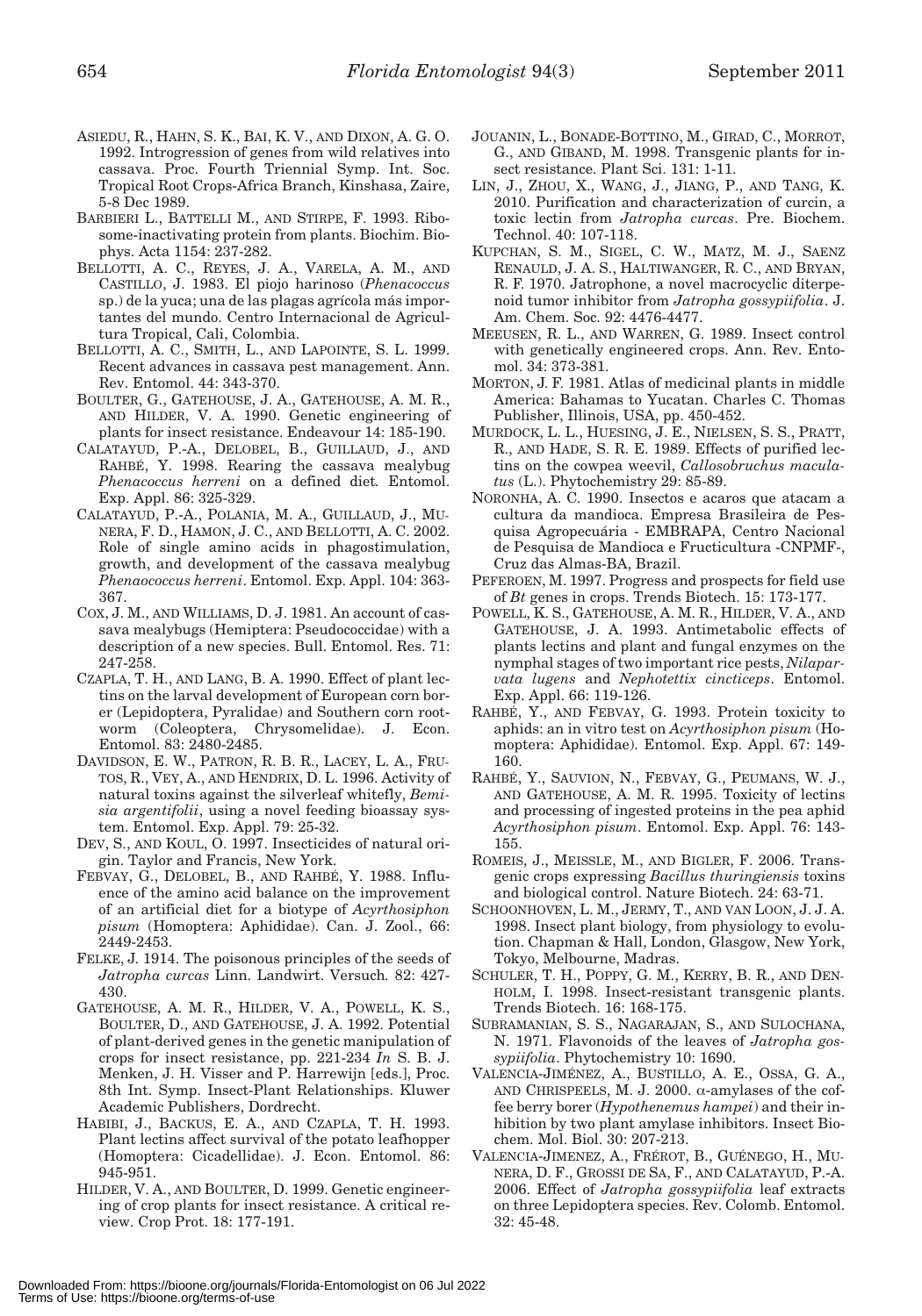ASIEDU, R., HAHN, S. K., BAI, K. V., AND DIXON, A. G. O. 1992. Introgression of genes from wild relatives into cassava. Proc. Fourth Triennial Symp. Int. Soc. Tropical Root Crops-Africa Branch, Kinshasa, Zaire, 5-8 Dec 1989.

BARBIERI L., BATTELLI M., AND STIRPE, F. 1993. Ribosome-inactivating protein from plants. Biochim. Biophys. Acta 1154: 237-282.

BELLOTTI, A. C., REYES, J. A., VARELA, A. M., AND CASTILLO, J. 1983. El piojo harinoso (*Phenacoccus* sp.) de la yuca; una de las plagas agrícola más importantes del mundo. Centro Internacional de Agricultura Tropical, Cali, Colombia.

BELLOTTI, A. C., SMITH, L., AND LAPOINTE, S. L. 1999. Recent advances in cassava pest management. Ann. Rev. Entomol. 44: 343-370.

BOULTER, G., GATEHOUSE, J. A., GATEHOUSE, A. M. R., AND HILDER, V. A. 1990. Genetic engineering of plants for insect resistance. Endeavour 14: 185-190.

CALATAYUD, P.-A., DELOBEL, B., GUILLAUD, J., AND RAHBÉ, Y. 1998. Rearing the cassava mealybug *Phenacoccus herreni* on a defined diet. Entomol. Exp. Appl. 86: 325-329.

CALATAYUD, P.-A., POLANIA, M. A., GUILLAUD, J., MUNERA, F. D., HAMON, J. C., AND BELLOTTI, A. C. 2002. Role of single amino acids in phagostimulation, growth, and development of the cassava mealybug *Phenaococcus herreni*. Entomol. Exp. Appl. 104: 363-367.

COX, J. M., AND WILLIAMS, D. J. 1981. An account of cassava mealybugs (Hemiptera: Pseudococcidae) with a description of a new species. Bull. Entomol. Res. 71: 247-258.

CZAPLA, T. H., AND LANG, B. A. 1990. Effect of plant lectins on the larval development of European corn borer (Lepidoptera, Pyralidae) and Southern corn rootworm (Coleoptera, Chrysomelidae). J. Econ. Entomol. 83: 2480-2485.

DAVIDSON, E. W., PATRON, R. B. R., LACEY, L. A., FRUTOS, R., VEY, A., AND HENDRIX, D. L. 1996. Activity of natural toxins against the silverleaf whitefly, *Bemisia argentifolii*, using a novel feeding bioassay system. Entomol. Exp. Appl. 79: 25-32.

DEV, S., AND KOUL, O. 1997. Insecticides of natural origin. Taylor and Francis, New York.

FEBVAY, G., DELOBEL, B., AND RAHBÉ, Y. 1988. Influence of the amino acid balance on the improvement of an artificial diet for a biotype of *Acyrthosiphon pisum* (Homoptera: Aphididae). Can. J. Zool., 66: 2449-2453.

FELKE, J. 1914. The poisonous principles of the seeds of *Jatropha curcas* Linn. Landwirt. Versuch. 82: 427-430.

GATEHOUSE, A. M. R., HILDER, V. A., POWELL, K. S., BOULTER, D., AND GATEHOUSE, J. A. 1992. Potential of plant-derived genes in the genetic manipulation of crops for insect resistance, pp. 221-234 *In* S. B. J. Menken, J. H. Visser and P. Harrewijn [eds.], Proc. 8th Int. Symp. Insect-Plant Relationships. Kluwer Academic Publishers, Dordrecht.

HABIBI, J., BACKUS, E. A., AND CZAPLA, T. H. 1993. Plant lectins affect survival of the potato leafhopper (Homoptera: Cicadellidae). J. Econ. Entomol. 86: 945-951.

HILDER, V. A., AND BOULTER, D. 1999. Genetic engineering of crop plants for insect resistance. A critical review. Crop Prot. 18: 177-191.

JOUANIN, L., BONADE-BOTTINO, M., GIRAD, C., MORROT, G., AND GIBAND, M. 1998. Transgenic plants for insect resistance. Plant Sci. 131: 1-11.

LIN, J., ZHOU, X., WANG, J., JIANG, P., AND TANG, K. 2010. Purification and characterization of curcin, a toxic lectin from *Jatropha curcas*. Pre. Biochem. Technol. 40: 107-118.

KUPCHAN, S. M., SIGEL, C. W., MATZ, M. J., SAENZ RENAULD, J. A. S., HALTIWANGER, R. C., AND BRYAN, R. F. 1970. Jatrophone, a novel macrocyclic diterpenoid tumor inhibitor from *Jatropha gossypiifolia*. J. Am. Chem. Soc. 92: 4476-4477.

MEEUSEN, R. L., AND WARREN, G. 1989. Insect control with genetically engineered crops. Ann. Rev. Entomol. 34: 373-381.

MORTON, J. F. 1981. Atlas of medicinal plants in middle America: Bahamas to Yucatan. Charles C. Thomas Publisher, Illinois, USA, pp. 450-452.

MURDOCK, L. L., HUESING, J. E., NIELSEN, S. S., PRATT, R., AND HADE, S. R. E. 1989. Effects of purified lectins on the cowpea weevil, *Callosobruchus maculatus* (L.). Phytochemistry 29: 85-89.

NORONHA, A. C. 1990. Insectos e acaros que atacam a cultura da mandioca. Empresa Brasileira de Pesquisa Agropecuária - EMBRAPA, Centro Nacional de Pesquisa de Mandioca e Fructicultura -CNPMF-, Cruz das Almas-BA, Brazil.

PEFEROEN, M. 1997. Progress and prospects for field use of *Bt* genes in crops. Trends Biotech. 15: 173-177.

POWELL, K. S., GATEHOUSE, A. M. R., HILDER, V. A., AND GATEHOUSE, J. A. 1993. Antimetabolic effects of plants lectins and plant and fungal enzymes on the nymphal stages of two important rice pests, *Nilaparvata lugens* and *Nephotettix cincticeps*. Entomol. Exp. Appl. 66: 119-126.

RAHBÉ, Y., AND FEBVAY, G. 1993. Protein toxicity to aphids: an in vitro test on *Acyrthosiphon pisum* (Homoptera: Aphididae). Entomol. Exp. Appl. 67: 149-160.

RAHBÉ, Y., SAUVION, N., FEBVAY, G., PEUMANS, W. J., AND GATEHOUSE, A. M. R. 1995. Toxicity of lectins and processing of ingested proteins in the pea aphid *Acyrthosiphon pisum*. Entomol. Exp. Appl. 76: 143-155.

ROMEIS, J., MEISSLE, M., AND BIGLER, F. 2006. Transgenic crops expressing *Bacillus thuringiensis* toxins and biological control. Nature Biotech. 24: 63-71.

SCHOONHOVEN, L. M., JERMY, T., AND VAN LOON, J. J. A. 1998. Insect plant biology, from physiology to evolution. Chapman & Hall, London, Glasgow, New York, Tokyo, Melbourne, Madras.

SCHULER, T. H., POPPY, G. M., KERRY, B. R., AND DENHOLM, I. 1998. Insect-resistant transgenic plants. Trends Biotech. 16: 168-175.

SUBRAMANIAN, S. S., NAGARAJAN, S., AND SULOCHANA, N. 1971. Flavonoids of the leaves of *Jatropha gossypiifolia*. Phytochemistry 10: 1690.

VALENCIA-JIMÉNEZ, A., BUSTILLO, A. E., OSSA, G. A., AND CHRISPEELS, M. J. 2000. $\alpha$-amylases of the coffee berry borer (*Hypothenemus hampei*) and their inhibition by two plant amylase inhibitors. Insect Biochem. Mol. Biol. 30: 207-213.

VALENCIA-JIMENEZ, A., FRÉROT, B., GUÉNEGO, H., MUNERA, D. F., GROSSI DE SA, F., AND CALATAYUD, P.-A. 2006. Effect of *Jatropha gossypiifolia* leaf extracts on three Lepidoptera species. Rev. Colomb. Entomol. 32: 45-48.